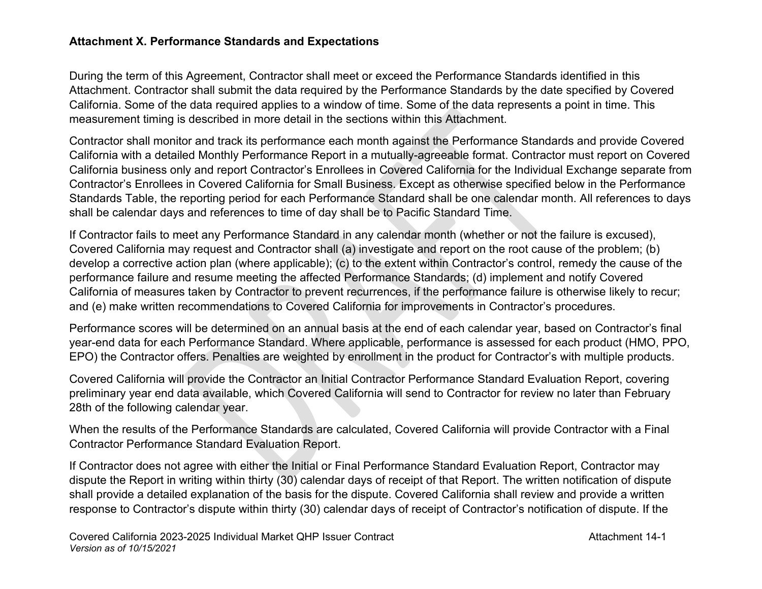## Attachment X. Performance Standards and Expectations

During the term of this Agreement, Contractor shall meet or exceed the Performance Standards identified in this Attachment. Contractor shall submit the data required by the Performance Standards by the date specified by Covered California. Some of the data required applies to a window of time. Some of the data represents a point in time. This measurement timing is described in more detail in the sections within this Attachment.

Contractor shall monitor and track its performance each month against the Performance Standards and provide Covered California with a detailed Monthly Performance Report in a mutually-agreeable format. Contractor must report on Covered California business only and report Contractor's Enrollees in Covered California for the Individual Exchange separate from Contractor's Enrollees in Covered California for Small Business. Except as otherwise specified below in the Performance Standards Table, the reporting period for each Performance Standard shall be one calendar month. All references to days shall be calendar days and references to time of day shall be to Pacific Standard Time.

If Contractor fails to meet any Performance Standard in any calendar month (whether or not the failure is excused), Covered California may request and Contractor shall (a) investigate and report on the root cause of the problem; (b) develop a corrective action plan (where applicable); (c) to the extent within Contractor's control, remedy the cause of the performance failure and resume meeting the affected Performance Standards; (d) implement and notify Covered California of measures taken by Contractor to prevent recurrences, if the performance failure is otherwise likely to recur; and (e) make written recommendations to Covered California for improvements in Contractor's procedures.

Performance scores will be determined on an annual basis at the end of each calendar year, based on Contractor's final year-end data for each Performance Standard. Where applicable, performance is assessed for each product (HMO, PPO, EPO) the Contractor offers. Penalties are weighted by enrollment in the product for Contractor's with multiple products.

Covered California will provide the Contractor an Initial Contractor Performance Standard Evaluation Report, covering preliminary year end data available, which Covered California will send to Contractor for review no later than February 28th of the following calendar year.

When the results of the Performance Standards are calculated, Covered California will provide Contractor with a Final Contractor Performance Standard Evaluation Report.

If Contractor does not agree with either the Initial or Final Performance Standard Evaluation Report, Contractor may dispute the Report in writing within thirty (30) calendar days of receipt of that Report. The written notification of dispute shall provide a detailed explanation of the basis for the dispute. Covered California shall review and provide a written response to Contractor's dispute within thirty (30) calendar days of receipt of Contractor's notification of dispute. If the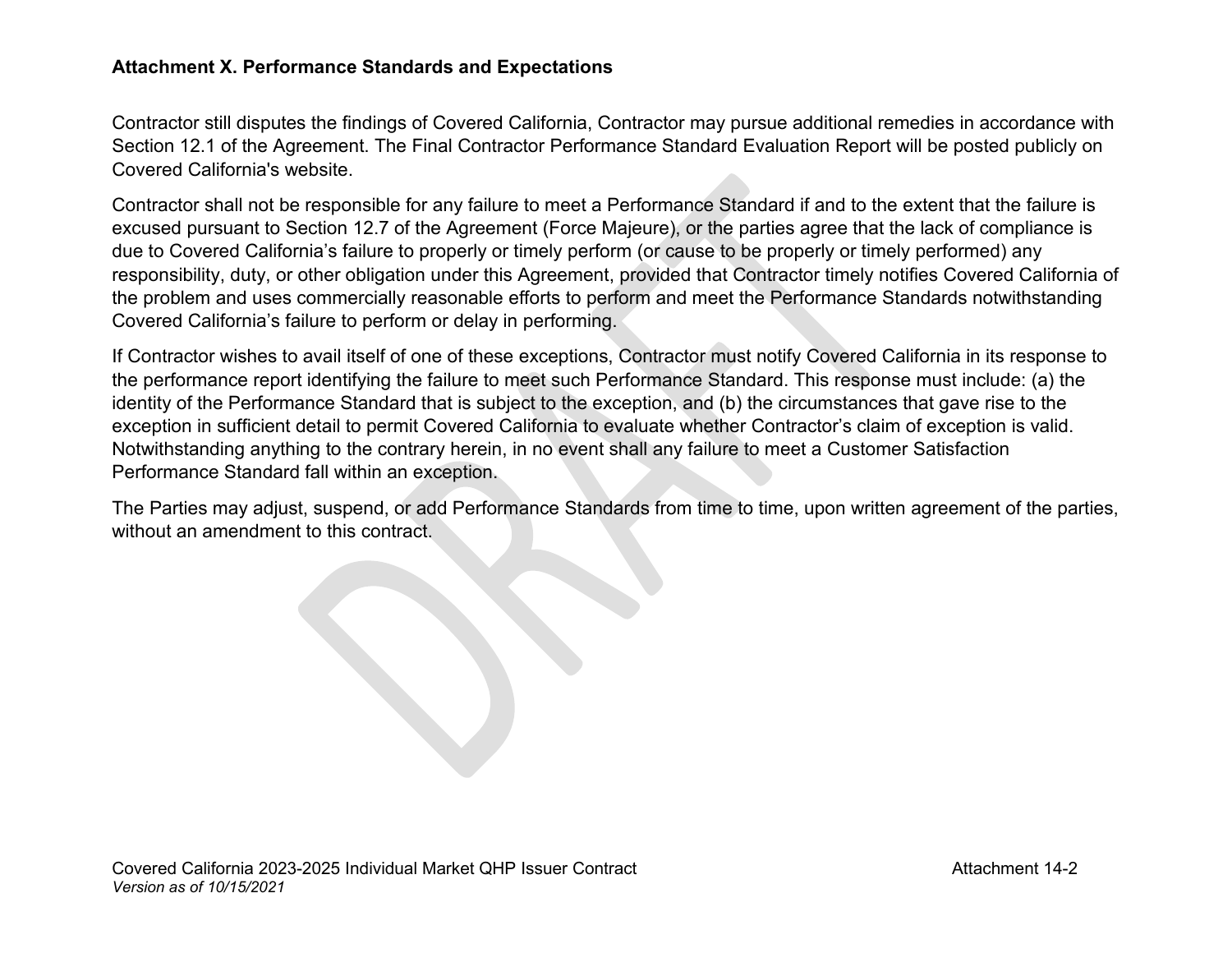Contractor still disputes the findings of Covered California, Contractor may pursue additional remedies in accordance with Section 12.1 of the Agreement. The Final Contractor Performance Standard Evaluation Report will be posted publicly on Covered California's website.

Contractor shall not be responsible for any failure to meet a Performance Standard if and to the extent that the failure is excused pursuant to Section 12.7 of the Agreement (Force Majeure), or the parties agree that the lack of compliance is due to Covered California's failure to properly or timely perform (or cause to be properly or timely performed) any responsibility, duty, or other obligation under this Agreement, provided that Contractor timely notifies Covered California of the problem and uses commercially reasonable efforts to perform and meet the Performance Standards notwithstanding Covered California's failure to perform or delay in performing.

If Contractor wishes to avail itself of one of these exceptions, Contractor must notify Covered California in its response to the performance report identifying the failure to meet such Performance Standard. This response must include: (a) the identity of the Performance Standard that is subject to the exception, and (b) the circumstances that gave rise to the exception in sufficient detail to permit Covered California to evaluate whether Contractor's claim of exception is valid. Notwithstanding anything to the contrary herein, in no event shall any failure to meet a Customer Satisfaction Performance Standard fall within an exception.

The Parties may adjust, suspend, or add Performance Standards from time to time, upon written agreement of the parties, without an amendment to this contract.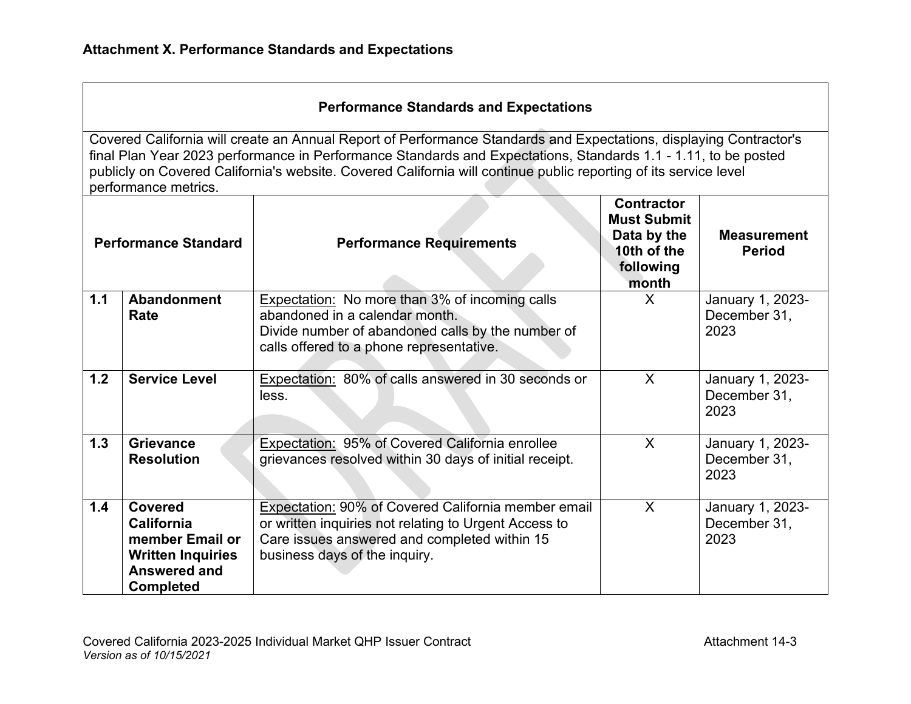**Attachment X. Performance Standards and Expectations**

| Performance Standards and Expectations | | | | |
|---|---|---|---|---|
| Covered California will create an Annual Report of Performance Standards and Expectations, displaying Contractor's final Plan Year 2023 performance in Performance Standards and Expectations, Standards 1.1 - 1.11, to be posted publicly on Covered California's website. Covered California will continue public reporting of its service level performance metrics. | | | | |
| **Performance Standard** | | **Performance Requirements** | **Contractor Must Submit Data by the 10th of the following month** | **Measurement Period** |
| **1.1** | **Abandonment Rate** | <u>Expectation:</u> No more than 3% of incoming calls abandoned in a calendar month. Divide number of abandoned calls by the number of calls offered to a phone representative. | X | January 1, 2023-December 31, 2023 |
| **1.2** | **Service Level** | <u>Expectation:</u> 80% of calls answered in 30 seconds or less. | X | January 1, 2023-December 31, 2023 |
| **1.3** | **Grievance Resolution** | <u>Expectation:</u> 95% of Covered California enrollee grievances resolved within 30 days of initial receipt. | X | January 1, 2023-December 31, 2023 |
| **1.4** | **Covered California member Email or Written Inquiries Answered and Completed** | <u>Expectation:</u> 90% of Covered California member email or written inquiries not relating to Urgent Access to Care issues answered and completed within 15 business days of the inquiry. | X | January 1, 2023-December 31, 2023 |

Covered California 2023-2025 Individual Market QHP Issuer Contract
*Version as of 10/15/2021*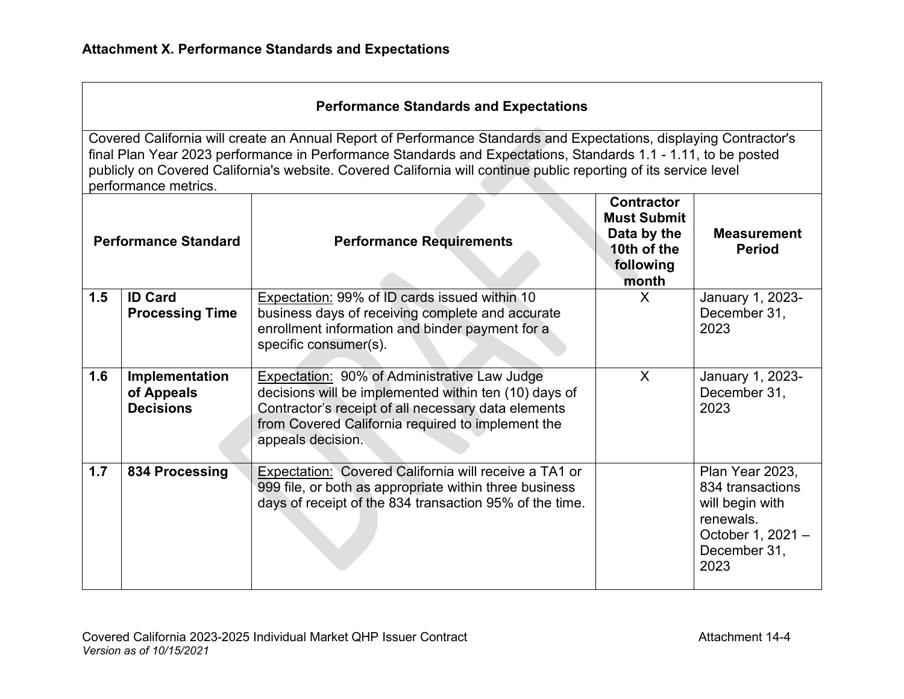**Attachment X. Performance Standards and Expectations**

| Performance Standards and Expectations | | | | |
|---|---|---|---|---|
| Covered California will create an Annual Report of Performance Standards and Expectations, displaying Contractor's final Plan Year 2023 performance in Performance Standards and Expectations, Standards 1.1 - 1.11, to be posted publicly on Covered California's website. Covered California will continue public reporting of its service level performance metrics. | | | | |
| **Performance Standard** | | **Performance Requirements** | **Contractor Must Submit Data by the 10th of the following month** | **Measurement Period** |
| **1.5** | **ID Card Processing Time** | Expectation: 99% of ID cards issued within 10 business days of receiving complete and accurate enrollment information and binder payment for a specific consumer(s). | X | January 1, 2023-December 31, 2023 |
| **1.6** | **Implementation of Appeals Decisions** | Expectation: 90% of Administrative Law Judge decisions will be implemented within ten (10) days of Contractor's receipt of all necessary data elements from Covered California required to implement the appeals decision. | X | January 1, 2023-December 31, 2023 |
| **1.7** | **834 Processing** | Expectation: Covered California will receive a TA1 or 999 file, or both as appropriate within three business days of receipt of the 834 transaction 95% of the time. | | Plan Year 2023, 834 transactions will begin with renewals. October 1, 2021 – December 31, 2023 |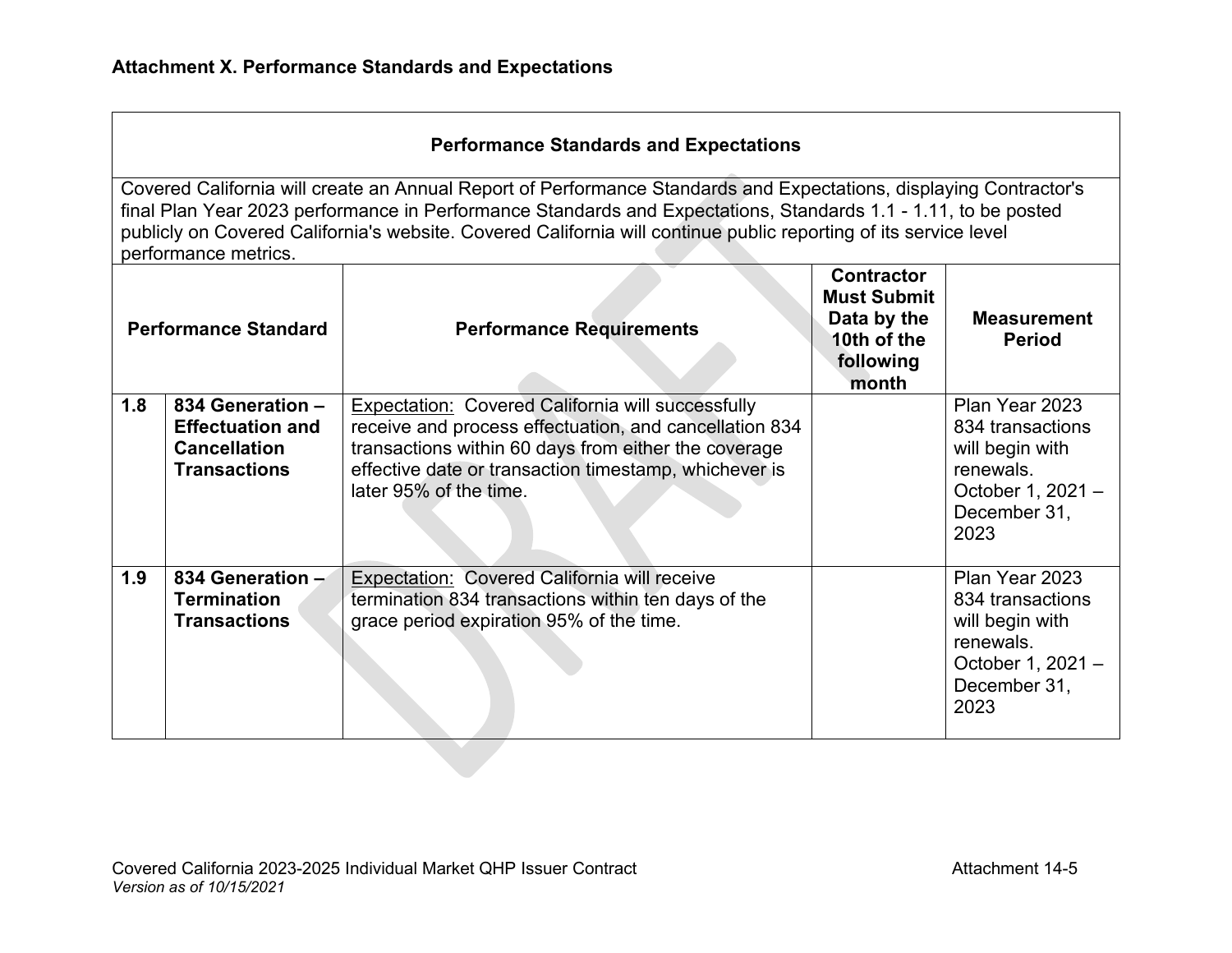**Attachment X. Performance Standards and Expectations**

| Performance Standards and Expectations | | | | |
|---|---|---|---|---|
| Covered California will create an Annual Report of Performance Standards and Expectations, displaying Contractor's final Plan Year 2023 performance in Performance Standards and Expectations, Standards 1.1 - 1.11, to be posted publicly on Covered California's website. Covered California will continue public reporting of its service level performance metrics. | | | | |
| **Performance Standard** | | **Performance Requirements** | **Contractor Must Submit Data by the 10th of the following month** | **Measurement Period** |
| **1.8** | **834 Generation – Effectuation and Cancellation Transactions** | Expectation: Covered California will successfully receive and process effectuation, and cancellation 834 transactions within 60 days from either the coverage effective date or transaction timestamp, whichever is later 95% of the time. | | Plan Year 2023 834 transactions will begin with renewals. October 1, 2021 – December 31, 2023 |
| **1.9** | **834 Generation – Termination Transactions** | Expectation: Covered California will receive termination 834 transactions within ten days of the grace period expiration 95% of the time. | | Plan Year 2023 834 transactions will begin with renewals. October 1, 2021 – December 31, 2023 |

Covered California 2023-2025 Individual Market QHP Issuer Contract Attachment 14-5
*Version as of 10/15/2021*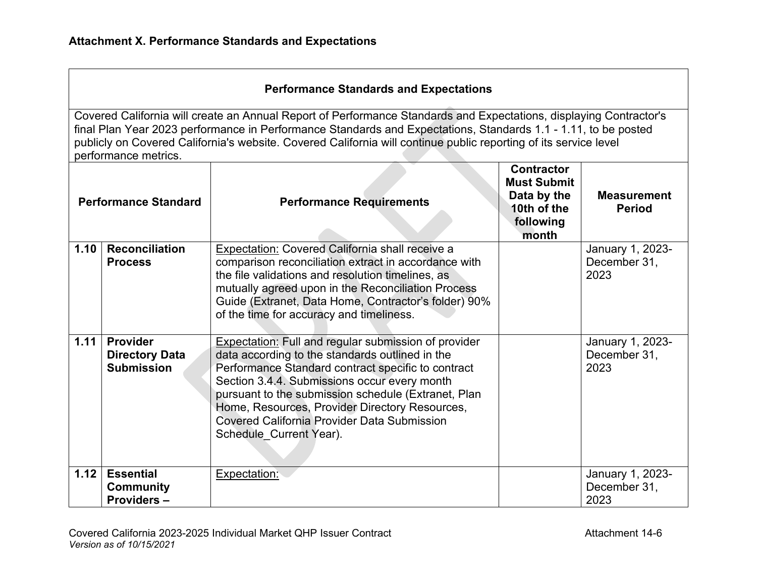**Attachment X. Performance Standards and Expectations**

| Performance Standards and Expectations | | | | |
|---|---|---|---|---|
| Covered California will create an Annual Report of Performance Standards and Expectations, displaying Contractor's final Plan Year 2023 performance in Performance Standards and Expectations, Standards 1.1 - 1.11, to be posted publicly on Covered California's website. Covered California will continue public reporting of its service level performance metrics. | | | | |
| **Performance Standard** | | **Performance Requirements** | **Contractor Must Submit Data by the 10th of the following month** | **Measurement Period** |
| **1.10** | **Reconciliation Process** | Expectation: Covered California shall receive a comparison reconciliation extract in accordance with the file validations and resolution timelines, as mutually agreed upon in the Reconciliation Process Guide (Extranet, Data Home, Contractor's folder) 90% of the time for accuracy and timeliness. | | January 1, 2023-December 31, 2023 |
| **1.11** | **Provider Directory Data Submission** | Expectation: Full and regular submission of provider data according to the standards outlined in the Performance Standard contract specific to contract Section 3.4.4. Submissions occur every month pursuant to the submission schedule (Extranet, Plan Home, Resources, Provider Directory Resources, Covered California Provider Data Submission Schedule_Current Year). | | January 1, 2023-December 31, 2023 |
| **1.12** | **Essential Community Providers –** | Expectation: | | January 1, 2023-December 31, 2023 |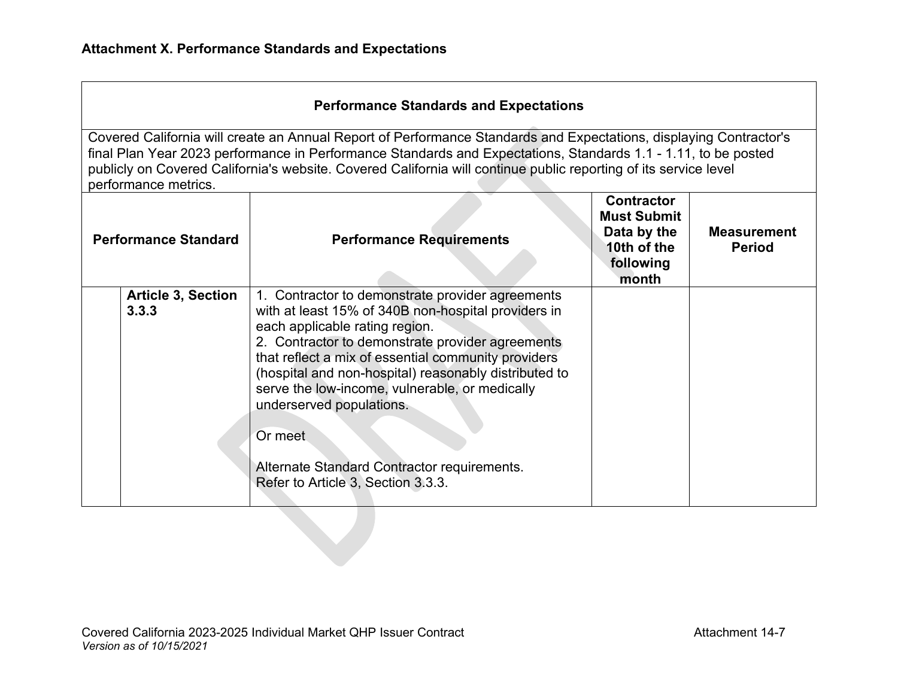**Attachment X. Performance Standards and Expectations**

| Performance Standards and Expectations | | | | |
|---|---|---|---|---|
| Covered California will create an Annual Report of Performance Standards and Expectations, displaying Contractor's final Plan Year 2023 performance in Performance Standards and Expectations, Standards 1.1 - 1.11, to be posted publicly on Covered California's website. Covered California will continue public reporting of its service level performance metrics. | | | | |
| **Performance Standard** | | **Performance Requirements** | **Contractor Must Submit Data by the 10th of the following month** | **Measurement Period** |
| | **Article 3, Section 3.3.3** | 1. Contractor to demonstrate provider agreements with at least 15% of 340B non-hospital providers in each applicable rating region.<br>2. Contractor to demonstrate provider agreements that reflect a mix of essential community providers (hospital and non-hospital) reasonably distributed to serve the low-income, vulnerable, or medically underserved populations.<br><br>Or meet<br><br>Alternate Standard Contractor requirements.<br>Refer to Article 3, Section 3.3.3. | | |